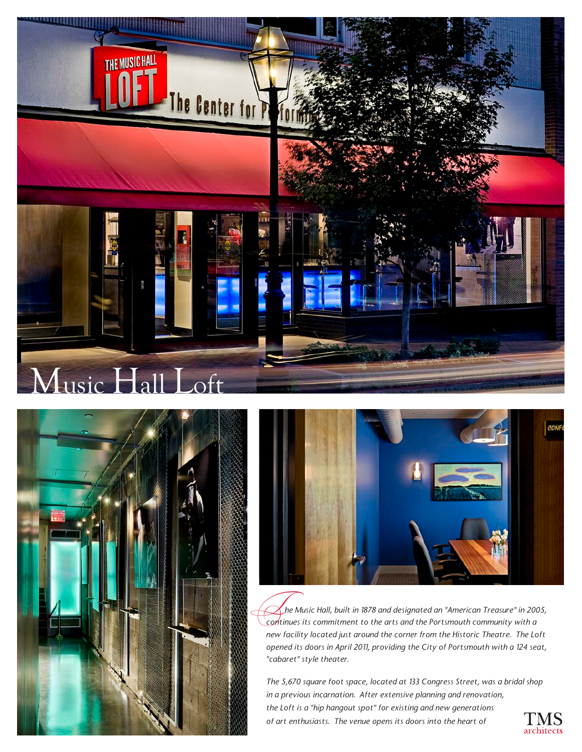# Music Hall Loft

*The Music Hall, built in 1878 and designated an "American Treasure" in 2005, continues its commitment to the arts and the Portsmouth community with a new facility located just around the corner from the Historic Theatre. The Loft opened its doors in April 2011, providing the City of Portsmouth with a 124 seat, "cabaret" style theater.*

*The 5,670 square foot space, located at 133 Congress Street, was a bridal shop in a previous incarnation. After extensive planning and renovation, the Loft is a "hip hangout spot" for existing and new generations of art enthusiasts. The venue opens its doors into the heart of*

TMS architects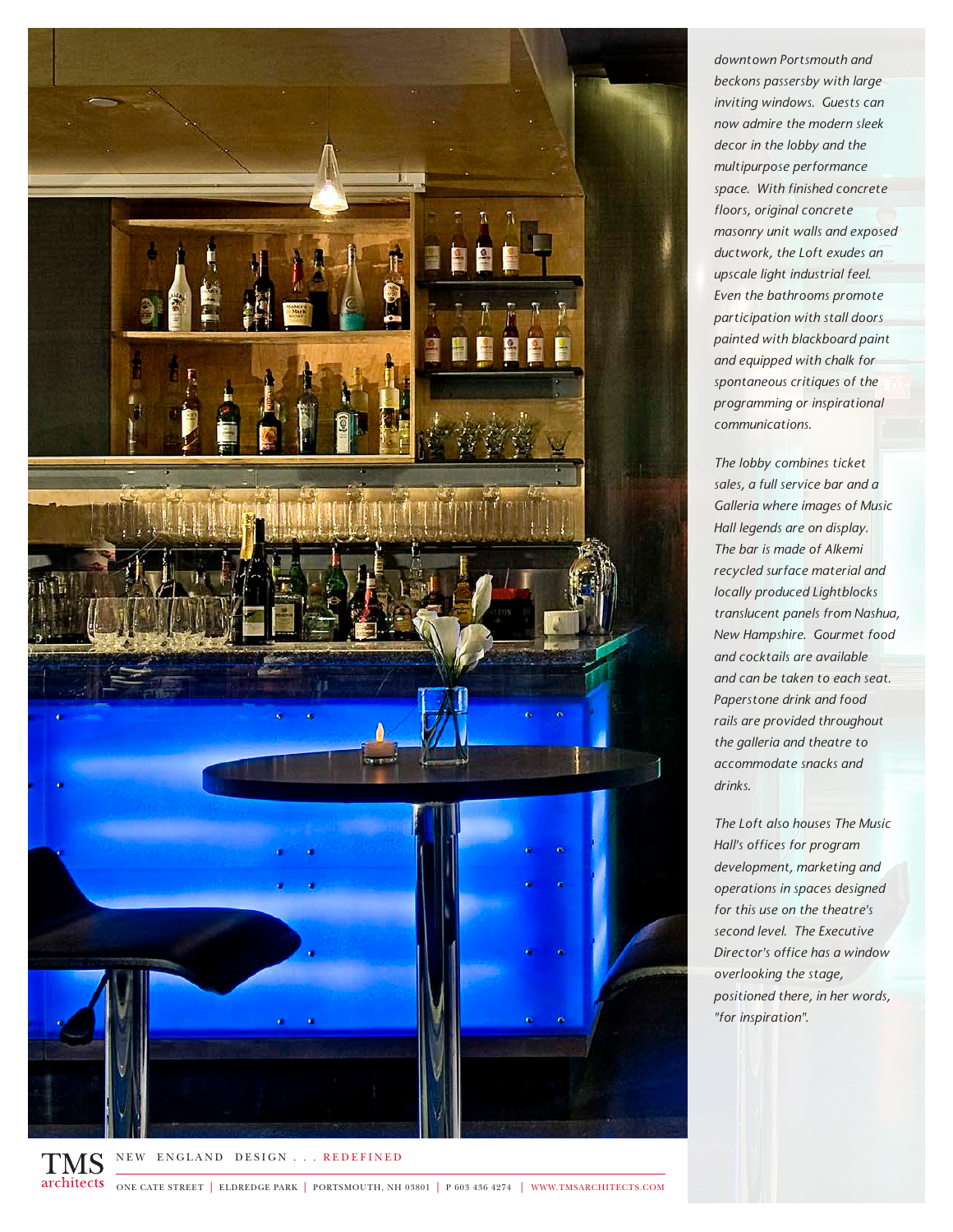*downtown Portsmouth and beckons passersby with large inviting windows. Guests can now admire the modern sleek decor in the lobby and the multipurpose performance space. With finished concrete floors, original concrete masonry unit walls and exposed ductwork, the Loft exudes an upscale light industrial feel. Even the bathrooms promote participation with stall doors painted with blackboard paint and equipped with chalk for spontaneous critiques of the programming or inspirational communications.*

*The lobby combines ticket sales, a full service bar and a Galleria where images of Music Hall legends are on display. The bar is made of Alkemi recycled surface material and locally produced Lightblocks translucent panels from Nashua, New Hampshire. Gourmet food and cocktails are available and can be taken to each seat. Paperstone drink and food rails are provided throughout the galleria and theatre to accommodate snacks and drinks.*

*The Loft also houses The Music Hall's offices for program development, marketing and operations in spaces designed for this use on the theatre's second level. The Executive Director's office has a window overlooking the stage, positioned there, in her words, "for inspiration".*

TMS architects

NEW ENGLAND DESIGN . . . REDEFINED

ONE CATE STREET | ELDREDGE PARK | PORTSMOUTH, NH 03801 | P 603 436 4274 | WWW.TMSARCHITECTS.COM